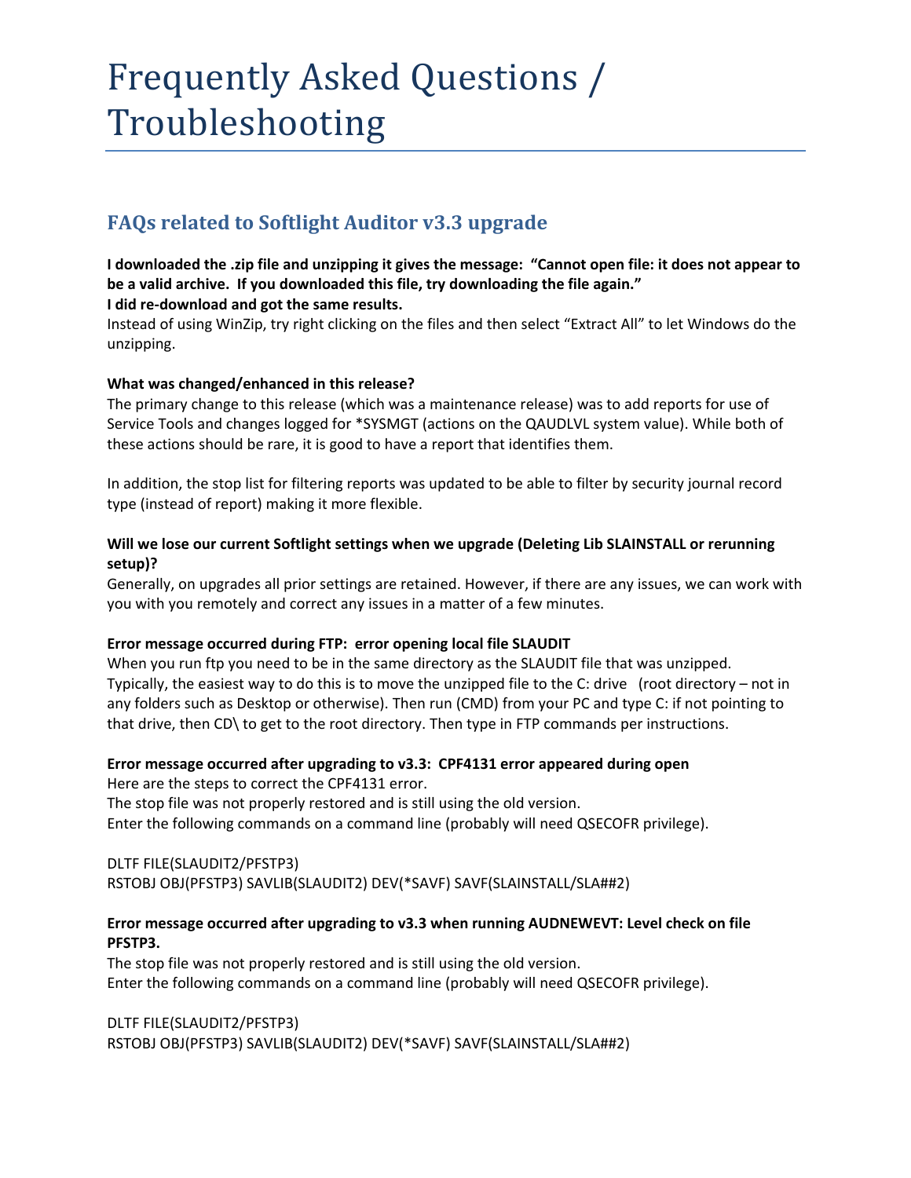# Frequently Asked Questions / Troubleshooting

## FAQs related to Softlight Auditor v3.3 upgrade

**I downloaded the .zip file and unzipping it gives the message: "Cannot open file: it does not appear to be a valid archive. If you downloaded this file, try downloading the file again."**
**I did re-download and got the same results.**

Instead of using WinZip, try right clicking on the files and then select "Extract All" to let Windows do the unzipping.

**What was changed/enhanced in this release?**

The primary change to this release (which was a maintenance release) was to add reports for use of Service Tools and changes logged for *SYSMGT (actions on the QAUDLVL system value). While both of these actions should be rare, it is good to have a report that identifies them.

In addition, the stop list for filtering reports was updated to be able to filter by security journal record type (instead of report) making it more flexible.

**Will we lose our current Softlight settings when we upgrade (Deleting Lib SLAINSTALL or rerunning setup)?**

Generally, on upgrades all prior settings are retained. However, if there are any issues, we can work with you with you remotely and correct any issues in a matter of a few minutes.

**Error message occurred during FTP: error opening local file SLAUDIT**

When you run ftp you need to be in the same directory as the SLAUDIT file that was unzipped. Typically, the easiest way to do this is to move the unzipped file to the C: drive (root directory – not in any folders such as Desktop or otherwise). Then run (CMD) from your PC and type C: if not pointing to that drive, then CD\ to get to the root directory. Then type in FTP commands per instructions.

**Error message occurred after upgrading to v3.3: CPF4131 error appeared during open**

Here are the steps to correct the CPF4131 error.
The stop file was not properly restored and is still using the old version.
Enter the following commands on a command line (probably will need QSECOFR privilege).

```
DLTF FILE(SLAUDIT2/PFSTP3)
RSTOBJ OBJ(PFSTP3) SAVLIB(SLAUDIT2) DEV(*SAVF) SAVF(SLAINSTALL/SLA##2)
```

**Error message occurred after upgrading to v3.3 when running AUDNEWEVT: Level check on file PFSTP3.**

The stop file was not properly restored and is still using the old version.
Enter the following commands on a command line (probably will need QSECOFR privilege).

```
DLTF FILE(SLAUDIT2/PFSTP3)
RSTOBJ OBJ(PFSTP3) SAVLIB(SLAUDIT2) DEV(*SAVF) SAVF(SLAINSTALL/SLA##2)
```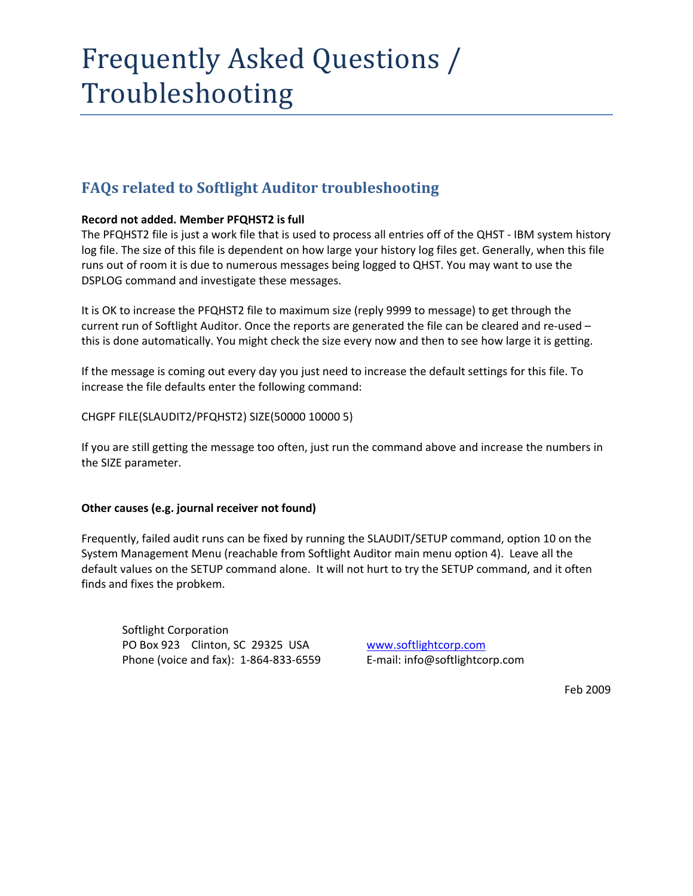# Frequently Asked Questions / Troubleshooting

## FAQs related to Softlight Auditor troubleshooting

**Record not added. Member PFQHST2 is full**

The PFQHST2 file is just a work file that is used to process all entries off of the QHST - IBM system history log file. The size of this file is dependent on how large your history log files get. Generally, when this file runs out of room it is due to numerous messages being logged to QHST. You may want to use the DSPLOG command and investigate these messages.

It is OK to increase the PFQHST2 file to maximum size (reply 9999 to message) to get through the current run of Softlight Auditor. Once the reports are generated the file can be cleared and re-used – this is done automatically. You might check the size every now and then to see how large it is getting.

If the message is coming out every day you just need to increase the default settings for this file. To increase the file defaults enter the following command:

CHGPF FILE(SLAUDIT2/PFQHST2) SIZE(50000 10000 5)

If you are still getting the message too often, just run the command above and increase the numbers in the SIZE parameter.

**Other causes (e.g. journal receiver not found)**

Frequently, failed audit runs can be fixed by running the SLAUDIT/SETUP command, option 10 on the System Management Menu (reachable from Softlight Auditor main menu option 4). Leave all the default values on the SETUP command alone. It will not hurt to try the SETUP command, and it often finds and fixes the probkem.

Softlight Corporation
PO Box 923 Clinton, SC 29325 USA
Phone (voice and fax): 1-864-833-6559

www.softlightcorp.com
E-mail: info@softlightcorp.com

Feb 2009